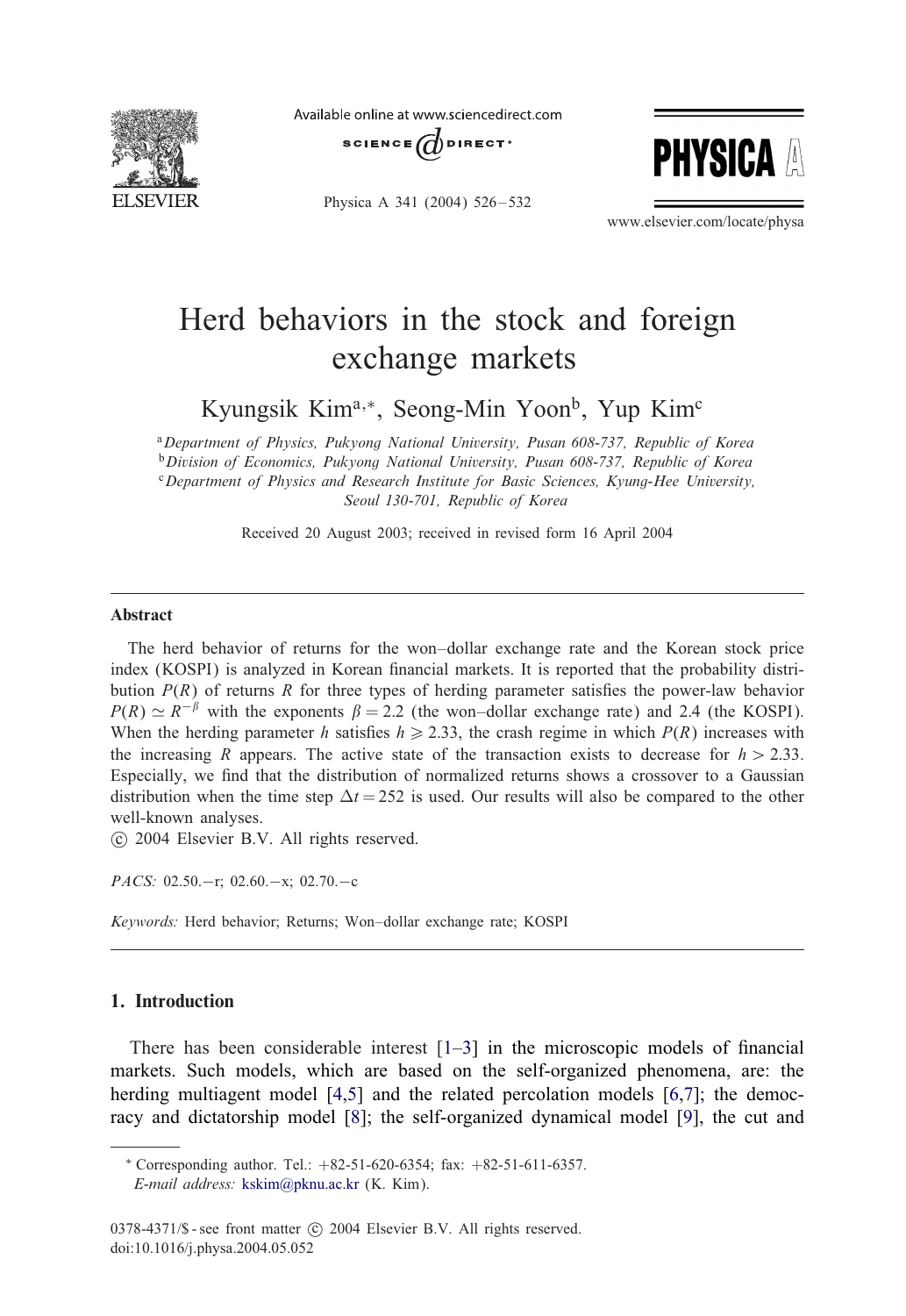# Herd behaviors in the stock and foreign exchange markets

Kyungsik Kim[a,*], Seong-Min Yoon[b], Yup Kim[c]

[a] *Department of Physics, Pukyong National University, Pusan 608-737, Republic of Korea*
[b] *Division of Economics, Pukyong National University, Pusan 608-737, Republic of Korea*
[c] *Department of Physics and Research Institute for Basic Sciences, Kyung-Hee University, Seoul 130-701, Republic of Korea*

Received 20 August 2003; received in revised form 16 April 2004

## Abstract

The herd behavior of returns for the won–dollar exchange rate and the Korean stock price index (KOSPI) is analyzed in Korean financial markets. It is reported that the probability distribution $P(R)$ of returns $R$ for three types of herding parameter satisfies the power-law behavior $P(R) \simeq R^{-\beta}$ with the exponents $\beta = 2.2$ (the won–dollar exchange rate) and 2.4 (the KOSPI). When the herding parameter $h$ satisfies $h \geqslant 2.33$, the crash regime in which $P(R)$ increases with the increasing $R$ appears. The active state of the transaction exists to decrease for $h > 2.33$. Especially, we find that the distribution of normalized returns shows a crossover to a Gaussian distribution when the time step $\Delta t = 252$ is used. Our results will also be compared to the other well-known analyses.

© 2004 Elsevier B.V. All rights reserved.

*PACS:* 02.50.−r; 02.60.−x; 02.70.−c

*Keywords:* Herd behavior; Returns; Won–dollar exchange rate; KOSPI

## 1. Introduction

There has been considerable interest [1–3] in the microscopic models of financial markets. Such models, which are based on the self-organized phenomena, are: the herding multiagent model [4,5] and the related percolation models [6,7]; the democracy and dictatorship model [8]; the self-organized dynamical model [9], the cut and

---

* Corresponding author. Tel.: +82-51-620-6354; fax: +82-51-611-6357.
*E-mail address:* kskim@pknu.ac.kr (K. Kim).

0378-4371/$ - see front matter © 2004 Elsevier B.V. All rights reserved.
doi:10.1016/j.physa.2004.05.052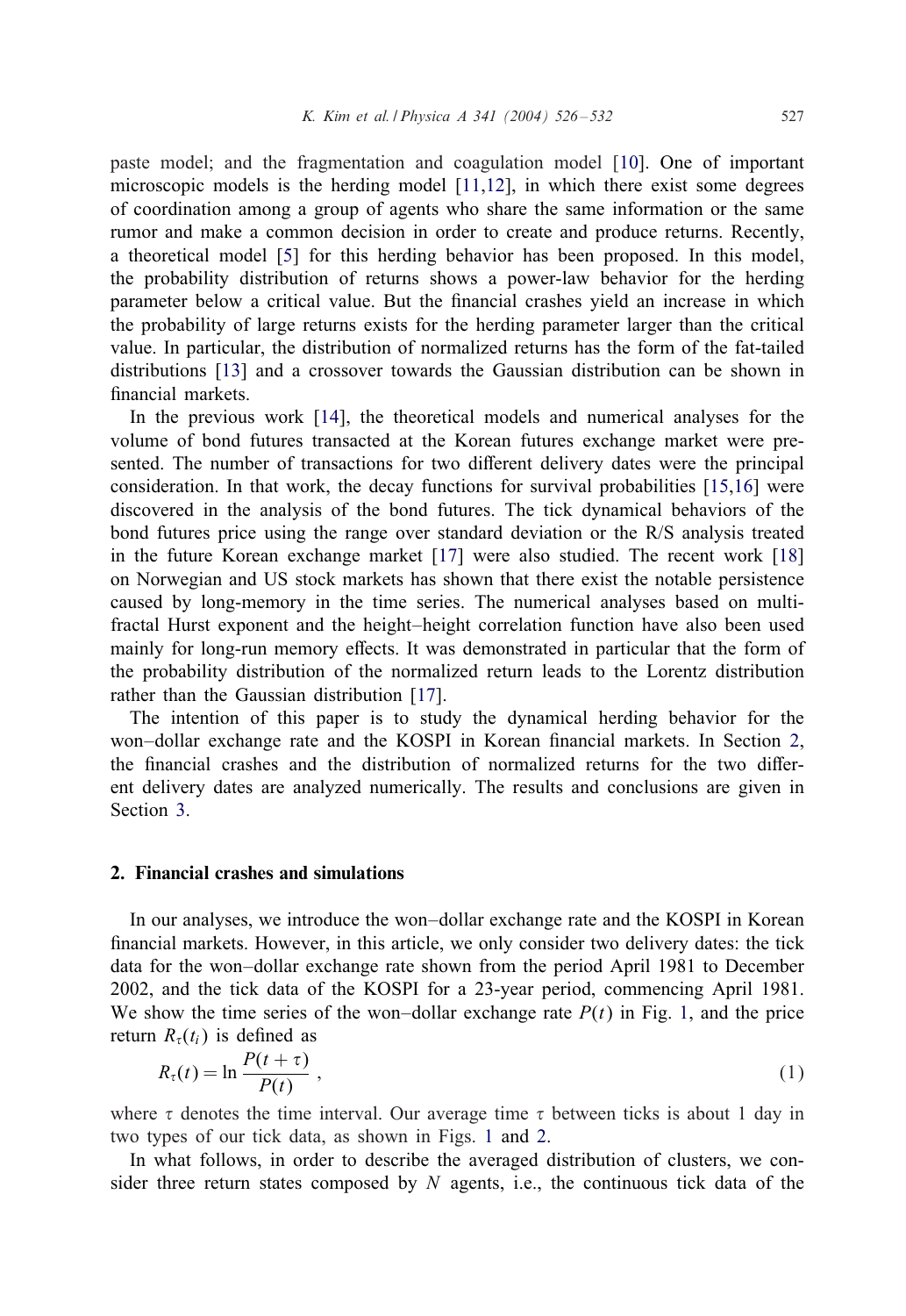paste model; and the fragmentation and coagulation model [10]. One of important microscopic models is the herding model [11,12], in which there exist some degrees of coordination among a group of agents who share the same information or the same rumor and make a common decision in order to create and produce returns. Recently, a theoretical model [5] for this herding behavior has been proposed. In this model, the probability distribution of returns shows a power-law behavior for the herding parameter below a critical value. But the financial crashes yield an increase in which the probability of large returns exists for the herding parameter larger than the critical value. In particular, the distribution of normalized returns has the form of the fat-tailed distributions [13] and a crossover towards the Gaussian distribution can be shown in financial markets.

In the previous work [14], the theoretical models and numerical analyses for the volume of bond futures transacted at the Korean futures exchange market were presented. The number of transactions for two different delivery dates were the principal consideration. In that work, the decay functions for survival probabilities [15,16] were discovered in the analysis of the bond futures. The tick dynamical behaviors of the bond futures price using the range over standard deviation or the R/S analysis treated in the future Korean exchange market [17] were also studied. The recent work [18] on Norwegian and US stock markets has shown that there exist the notable persistence caused by long-memory in the time series. The numerical analyses based on multifractal Hurst exponent and the height–height correlation function have also been used mainly for long-run memory effects. It was demonstrated in particular that the form of the probability distribution of the normalized return leads to the Lorentz distribution rather than the Gaussian distribution [17].

The intention of this paper is to study the dynamical herding behavior for the won–dollar exchange rate and the KOSPI in Korean financial markets. In Section 2, the financial crashes and the distribution of normalized returns for the two different delivery dates are analyzed numerically. The results and conclusions are given in Section 3.

## 2. Financial crashes and simulations

In our analyses, we introduce the won–dollar exchange rate and the KOSPI in Korean financial markets. However, in this article, we only consider two delivery dates: the tick data for the won–dollar exchange rate shown from the period April 1981 to December 2002, and the tick data of the KOSPI for a 23-year period, commencing April 1981. We show the time series of the won–dollar exchange rate $P(t)$ in Fig. 1, and the price return $R_\tau(t_i)$ is defined as

$$R_\tau(t) = \ln \frac{P(t+\tau)}{P(t)}\ , \tag{1}$$

where $\tau$ denotes the time interval. Our average time $\tau$ between ticks is about 1 day in two types of our tick data, as shown in Figs. 1 and 2.

In what follows, in order to describe the averaged distribution of clusters, we consider three return states composed by $N$ agents, i.e., the continuous tick data of the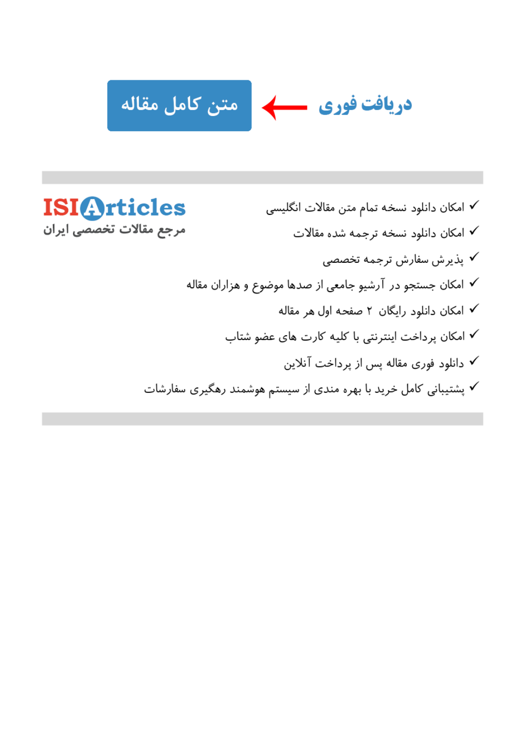دریافت فوری ← متن کامل مقاله

**ISIArticles**
مرجع مقالات تخصصی ایران

- ✓ امکان دانلود نسخه تمام متن مقالات انگلیسی
- ✓ امکان دانلود نسخه ترجمه شده مقالات
- ✓ پذیرش سفارش ترجمه تخصصی
- ✓ امکان جستجو در آرشیو جامعی از صدها موضوع و هزاران مقاله
- ✓ امکان دانلود رایگان ۲ صفحه اول هر مقاله
- ✓ امکان پرداخت اینترنتی با کلیه کارت های عضو شتاب
- ✓ دانلود فوری مقاله پس از پرداخت آنلاین
- ✓ پشتیبانی کامل خرید با بهره مندی از سیستم هوشمند رهگیری سفارشات